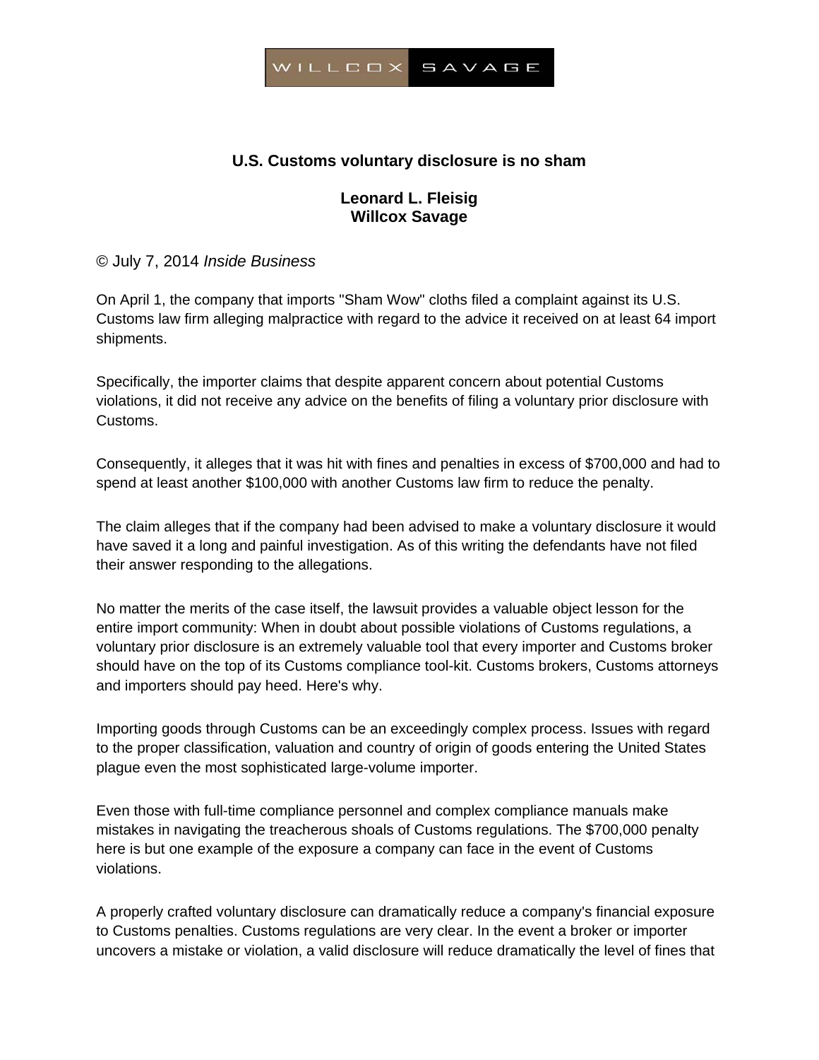WILLCOX SAVAGE

# U.S. Customs voluntary disclosure is no sham

**Leonard L. Fleisig**
**Willcox Savage**

© July 7, 2014 *Inside Business*

On April 1, the company that imports "Sham Wow" cloths filed a complaint against its U.S. Customs law firm alleging malpractice with regard to the advice it received on at least 64 import shipments.

Specifically, the importer claims that despite apparent concern about potential Customs violations, it did not receive any advice on the benefits of filing a voluntary prior disclosure with Customs.

Consequently, it alleges that it was hit with fines and penalties in excess of $700,000 and had to spend at least another $100,000 with another Customs law firm to reduce the penalty.

The claim alleges that if the company had been advised to make a voluntary disclosure it would have saved it a long and painful investigation. As of this writing the defendants have not filed their answer responding to the allegations.

No matter the merits of the case itself, the lawsuit provides a valuable object lesson for the entire import community: When in doubt about possible violations of Customs regulations, a voluntary prior disclosure is an extremely valuable tool that every importer and Customs broker should have on the top of its Customs compliance tool-kit. Customs brokers, Customs attorneys and importers should pay heed. Here's why.

Importing goods through Customs can be an exceedingly complex process. Issues with regard to the proper classification, valuation and country of origin of goods entering the United States plague even the most sophisticated large-volume importer.

Even those with full-time compliance personnel and complex compliance manuals make mistakes in navigating the treacherous shoals of Customs regulations. The $700,000 penalty here is but one example of the exposure a company can face in the event of Customs violations.

A properly crafted voluntary disclosure can dramatically reduce a company's financial exposure to Customs penalties. Customs regulations are very clear. In the event a broker or importer uncovers a mistake or violation, a valid disclosure will reduce dramatically the level of fines that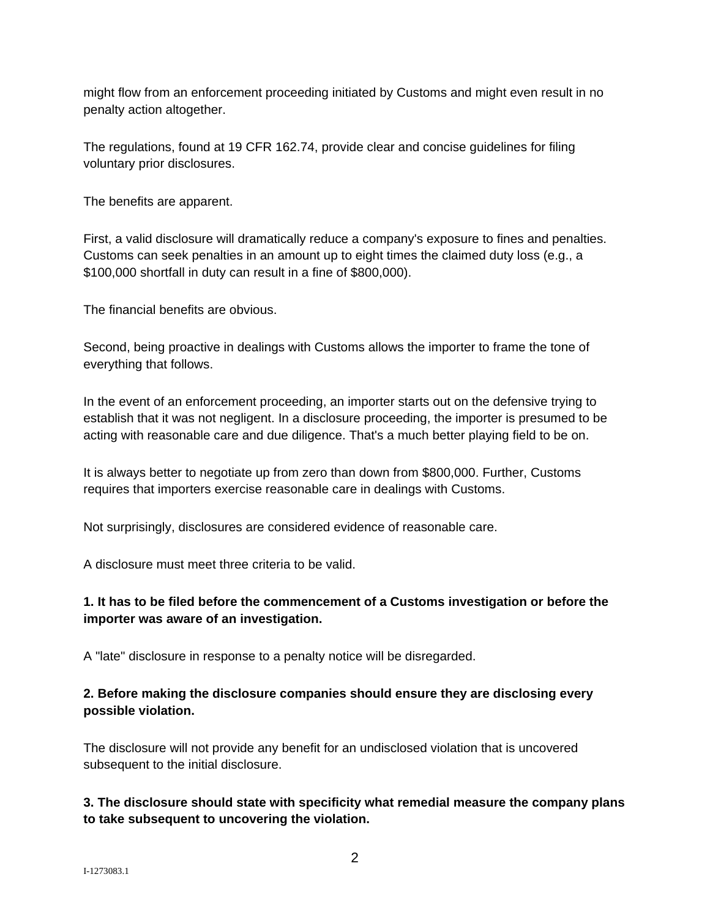might flow from an enforcement proceeding initiated by Customs and might even result in no penalty action altogether.

The regulations, found at 19 CFR 162.74, provide clear and concise guidelines for filing voluntary prior disclosures.

The benefits are apparent.

First, a valid disclosure will dramatically reduce a company's exposure to fines and penalties. Customs can seek penalties in an amount up to eight times the claimed duty loss (e.g., a $100,000 shortfall in duty can result in a fine of $800,000).

The financial benefits are obvious.

Second, being proactive in dealings with Customs allows the importer to frame the tone of everything that follows.

In the event of an enforcement proceeding, an importer starts out on the defensive trying to establish that it was not negligent. In a disclosure proceeding, the importer is presumed to be acting with reasonable care and due diligence. That's a much better playing field to be on.

It is always better to negotiate up from zero than down from $800,000. Further, Customs requires that importers exercise reasonable care in dealings with Customs.

Not surprisingly, disclosures are considered evidence of reasonable care.

A disclosure must meet three criteria to be valid.

**1. It has to be filed before the commencement of a Customs investigation or before the importer was aware of an investigation.**

A "late" disclosure in response to a penalty notice will be disregarded.

**2. Before making the disclosure companies should ensure they are disclosing every possible violation.**

The disclosure will not provide any benefit for an undisclosed violation that is uncovered subsequent to the initial disclosure.

**3. The disclosure should state with specificity what remedial measure the company plans to take subsequent to uncovering the violation.**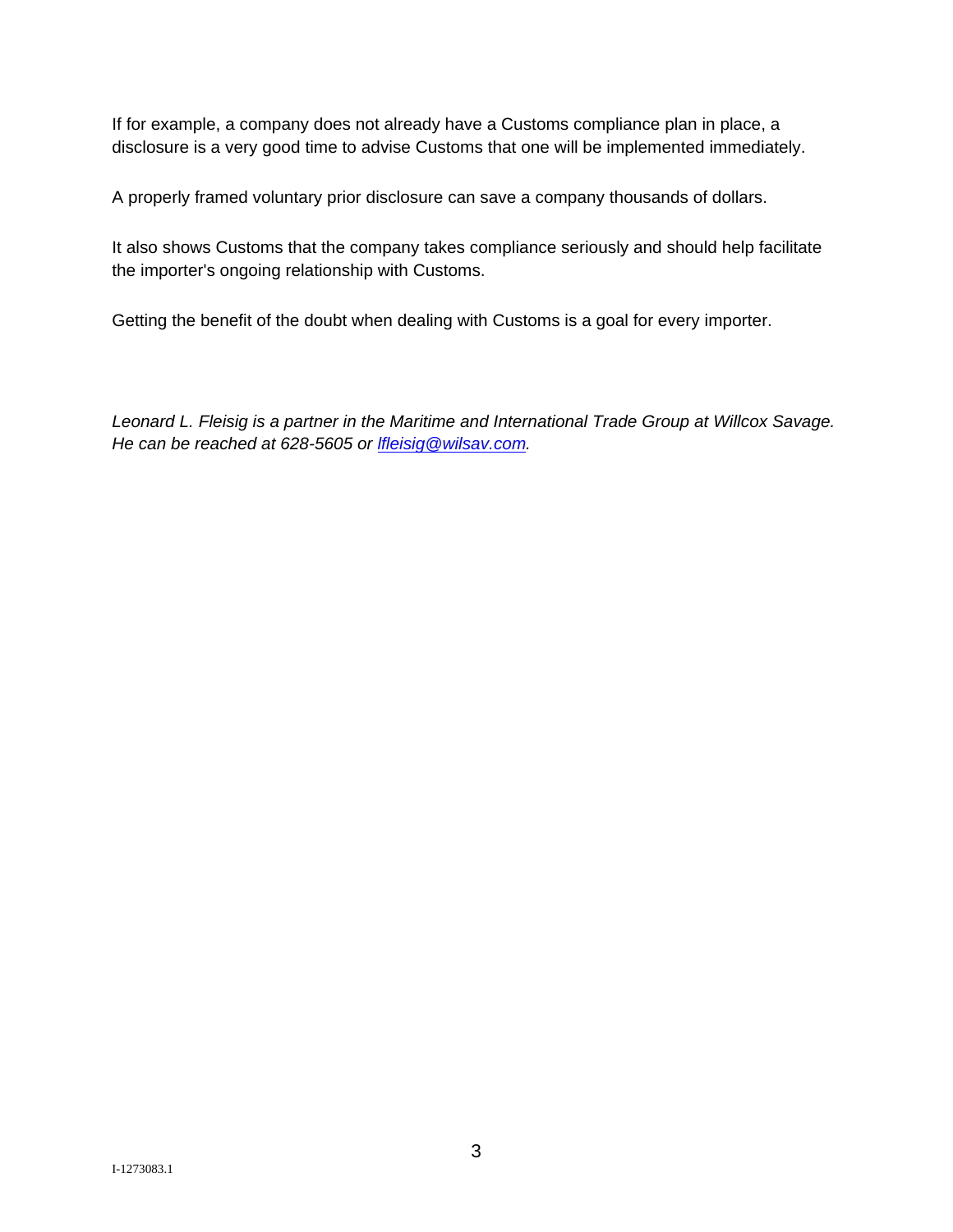If for example, a company does not already have a Customs compliance plan in place, a disclosure is a very good time to advise Customs that one will be implemented immediately.

A properly framed voluntary prior disclosure can save a company thousands of dollars.

It also shows Customs that the company takes compliance seriously and should help facilitate the importer's ongoing relationship with Customs.

Getting the benefit of the doubt when dealing with Customs is a goal for every importer.

*Leonard L. Fleisig is a partner in the Maritime and International Trade Group at Willcox Savage. He can be reached at 628-5605 or [lfleisig@wilsav.com](mailto:lfleisig@wilsav.com).*

I-1273083.1